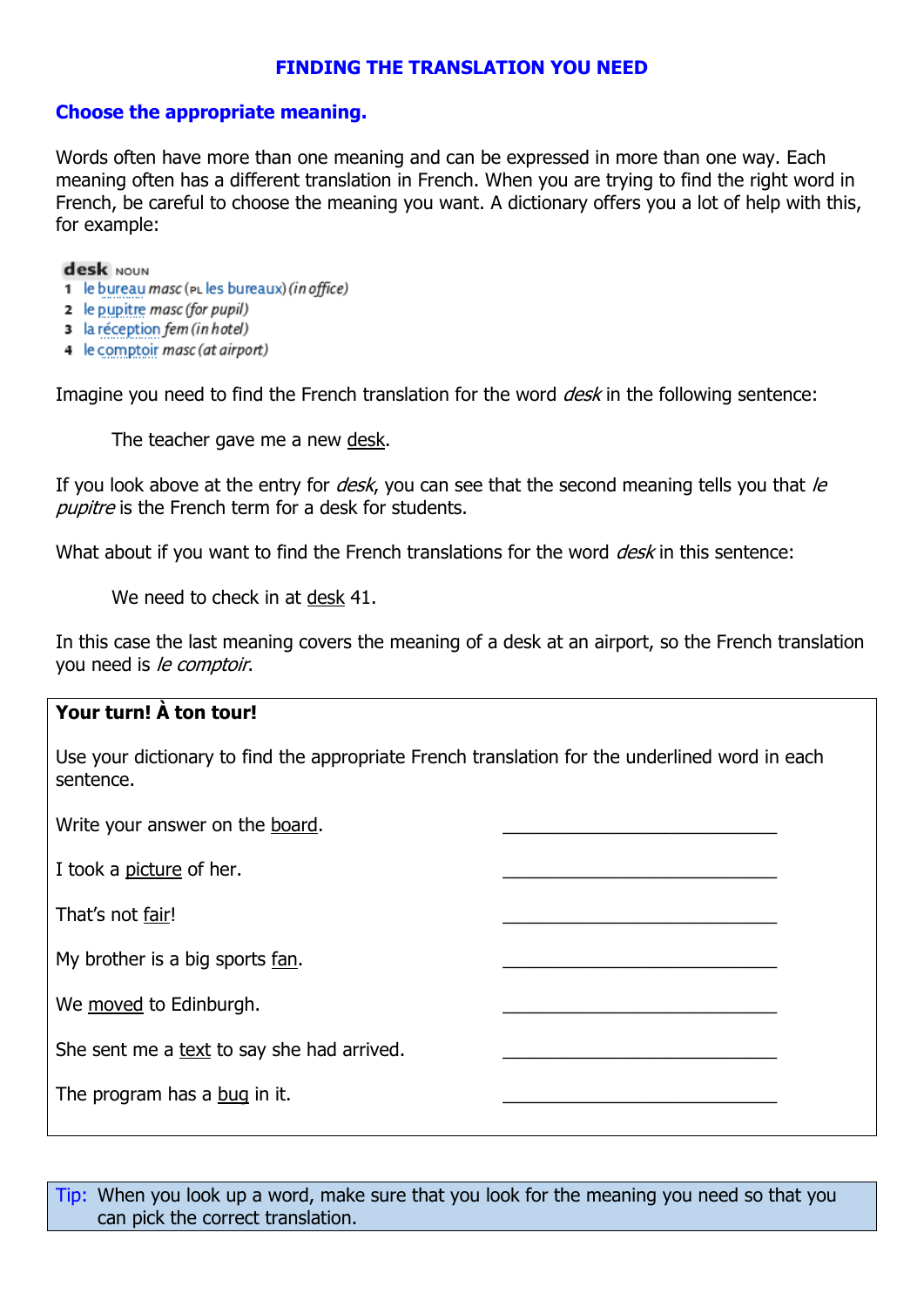# FINDING THE TRANSLATION YOU NEED

## Choose the appropriate meaning.

Words often have more than one meaning and can be expressed in more than one way. Each meaning often has a different translation in French. When you are trying to find the right word in French, be careful to choose the meaning you want. A dictionary offers you a lot of help with this, for example:

**desk** NOUN
1. le bureau *masc* (PL les bureaux) *(in office)*
2. le pupitre *masc (for pupil)*
3. la réception *fem (in hotel)*
4. le comptoir *masc (at airport)*

Imagine you need to find the French translation for the word *desk* in the following sentence:

> The teacher gave me a new desk.

If you look above at the entry for *desk*, you can see that the second meaning tells you that *le pupitre* is the French term for a desk for students.

What about if you want to find the French translations for the word *desk* in this sentence:

> We need to check in at desk 41.

In this case the last meaning covers the meaning of a desk at an airport, so the French translation you need is *le comptoir*.

**Your turn! À ton tour!**

Use your dictionary to find the appropriate French translation for the underlined word in each sentence.

Write your answer on the board. ______________________________

I took a picture of her. ______________________________

That's not fair! ______________________________

My brother is a big sports fan. ______________________________

We moved to Edinburgh. ______________________________

She sent me a text to say she had arrived. ______________________________

The program has a bug in it. ______________________________

Tip: When you look up a word, make sure that you look for the meaning you need so that you can pick the correct translation.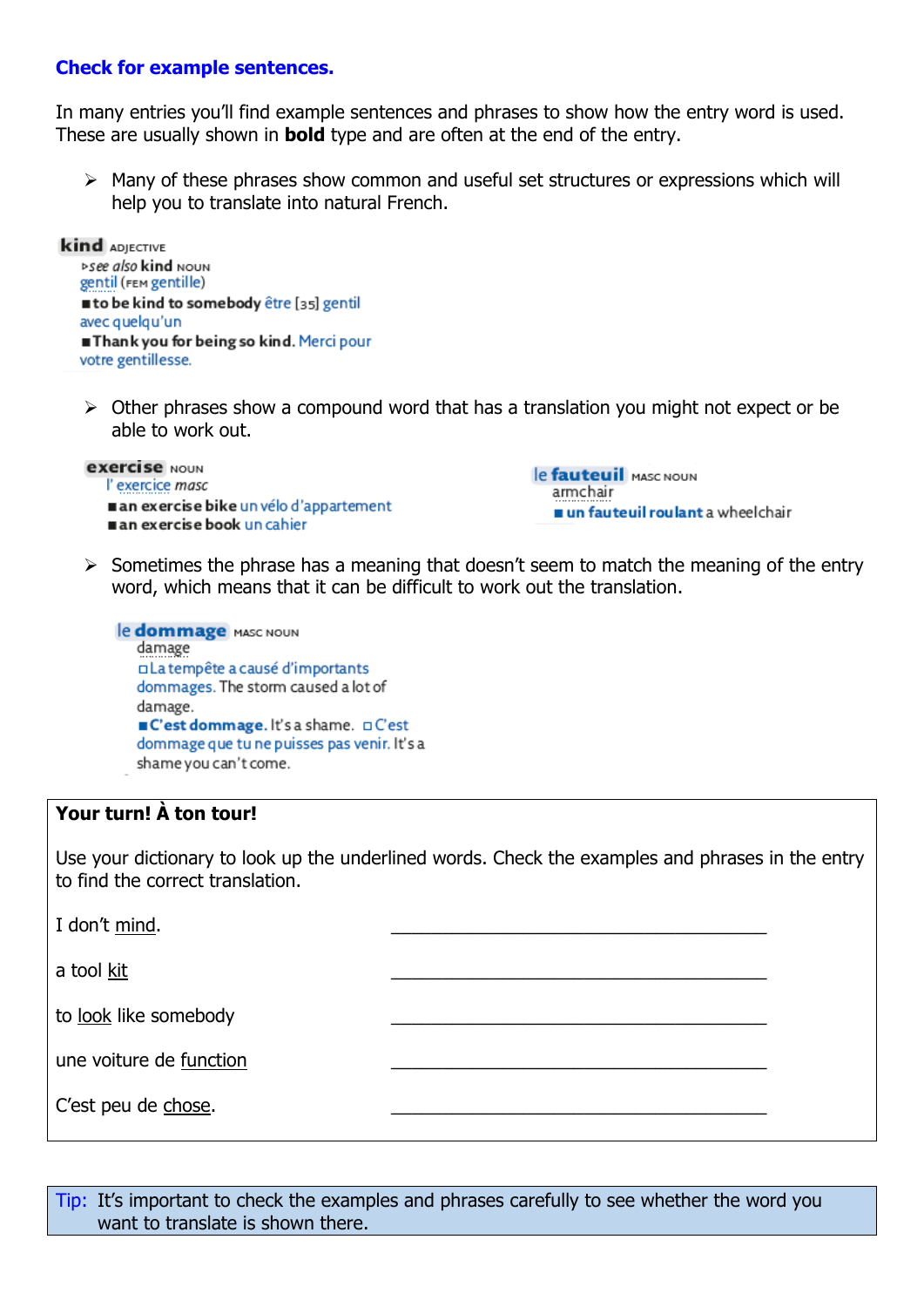**Check for example sentences.**

In many entries you'll find example sentences and phrases to show how the entry word is used. These are usually shown in **bold** type and are often at the end of the entry.

- Many of these phrases show common and useful set structures or expressions which will help you to translate into natural French.

**kind** ADJECTIVE
▷see also **kind** NOUN
gentil (FEM gentille)
■**to be kind to somebody** être [35] gentil avec quelqu'un
■**Thank you for being so kind.** Merci pour votre gentillesse.

- Other phrases show a compound word that has a translation you might not expect or be able to work out.

**exercise** NOUN
l' exercice *masc*
■**an exercise bike** un vélo d'appartement
■**an exercise book** un cahier

le **fauteuil** MASC NOUN
armchair
■**un fauteuil roulant** a wheelchair

- Sometimes the phrase has a meaning that doesn't seem to match the meaning of the entry word, which means that it can be difficult to work out the translation.

le **dommage** MASC NOUN
damage
□La tempête a causé d'importants dommages. The storm caused a lot of damage.
■**C'est dommage.** It's a shame. □C'est dommage que tu ne puisses pas venir. It's a shame you can't come.

**Your turn! À ton tour!**

Use your dictionary to look up the underlined words. Check the examples and phrases in the entry to find the correct translation.

I don't mind. ______________________________

a tool kit ______________________________

to look like somebody ______________________________

une voiture de function ______________________________

C'est peu de chose. ______________________________

Tip: It's important to check the examples and phrases carefully to see whether the word you want to translate is shown there.